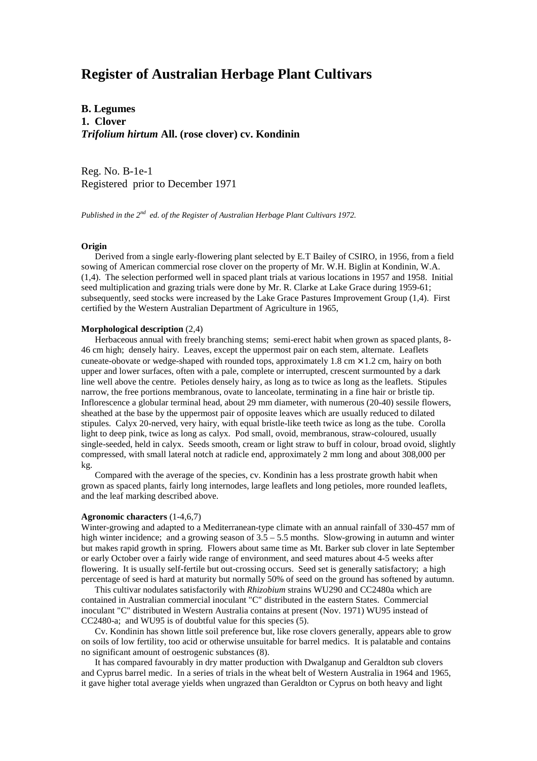# Register of Australian Herbage Plant Cultivars

**B. Legumes**
**1. Clover**
***Trifolium hirtum* All. (rose clover) cv. Kondinin**

Reg. No. B-1e-1
Registered prior to December 1971

*Published in the 2nd ed. of the Register of Australian Herbage Plant Cultivars 1972.*

**Origin**

Derived from a single early-flowering plant selected by E.T Bailey of CSIRO, in 1956, from a field sowing of American commercial rose clover on the property of Mr. W.H. Biglin at Kondinin, W.A. (1,4). The selection performed well in spaced plant trials at various locations in 1957 and 1958. Initial seed multiplication and grazing trials were done by Mr. R. Clarke at Lake Grace during 1959-61; subsequently, seed stocks were increased by the Lake Grace Pastures Improvement Group (1,4). First certified by the Western Australian Department of Agriculture in 1965,

**Morphological description** (2,4)

Herbaceous annual with freely branching stems; semi-erect habit when grown as spaced plants, 8-46 cm high; densely hairy. Leaves, except the uppermost pair on each stem, alternate. Leaflets cuneate-obovate or wedge-shaped with rounded tops, approximately 1.8 cm × 1.2 cm, hairy on both upper and lower surfaces, often with a pale, complete or interrupted, crescent surmounted by a dark line well above the centre. Petioles densely hairy, as long as to twice as long as the leaflets. Stipules narrow, the free portions membranous, ovate to lanceolate, terminating in a fine hair or bristle tip. Inflorescence a globular terminal head, about 29 mm diameter, with numerous (20-40) sessile flowers, sheathed at the base by the uppermost pair of opposite leaves which are usually reduced to dilated stipules. Calyx 20-nerved, very hairy, with equal bristle-like teeth twice as long as the tube. Corolla light to deep pink, twice as long as calyx. Pod small, ovoid, membranous, straw-coloured, usually single-seeded, held in calyx. Seeds smooth, cream or light straw to buff in colour, broad ovoid, slightly compressed, with small lateral notch at radicle end, approximately 2 mm long and about 308,000 per kg.

Compared with the average of the species, cv. Kondinin has a less prostrate growth habit when grown as spaced plants, fairly long internodes, large leaflets and long petioles, more rounded leaflets, and the leaf marking described above.

**Agronomic characters** (1-4,6,7)

Winter-growing and adapted to a Mediterranean-type climate with an annual rainfall of 330-457 mm of high winter incidence; and a growing season of 3.5 – 5.5 months. Slow-growing in autumn and winter but makes rapid growth in spring. Flowers about same time as Mt. Barker sub clover in late September or early October over a fairly wide range of environment, and seed matures about 4-5 weeks after flowering. It is usually self-fertile but out-crossing occurs. Seed set is generally satisfactory; a high percentage of seed is hard at maturity but normally 50% of seed on the ground has softened by autumn.

This cultivar nodulates satisfactorily with *Rhizobium* strains WU290 and CC2480a which are contained in Australian commercial inoculant "C" distributed in the eastern States. Commercial inoculant "C" distributed in Western Australia contains at present (Nov. 1971) WU95 instead of CC2480-a; and WU95 is of doubtful value for this species (5).

Cv. Kondinin has shown little soil preference but, like rose clovers generally, appears able to grow on soils of low fertility, too acid or otherwise unsuitable for barrel medics. It is palatable and contains no significant amount of oestrogenic substances (8).

It has compared favourably in dry matter production with Dwalganup and Geraldton sub clovers and Cyprus barrel medic. In a series of trials in the wheat belt of Western Australia in 1964 and 1965, it gave higher total average yields when ungrazed than Geraldton or Cyprus on both heavy and light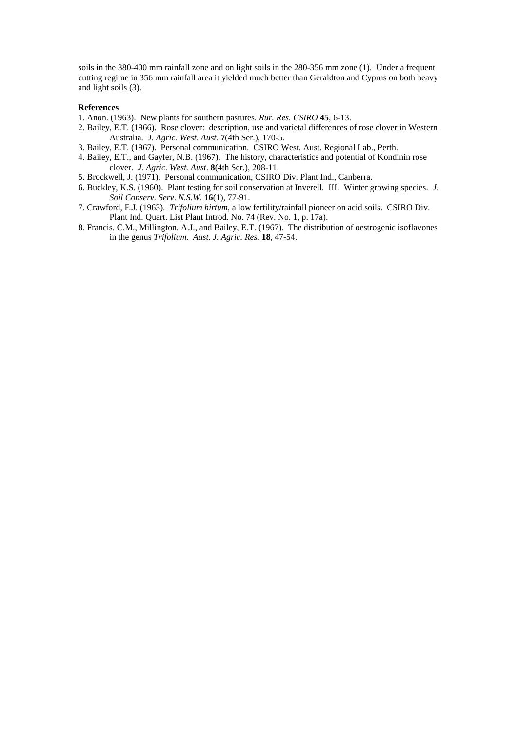soils in the 380-400 mm rainfall zone and on light soils in the 280-356 mm zone (1). Under a frequent cutting regime in 356 mm rainfall area it yielded much better than Geraldton and Cyprus on both heavy and light soils (3).

**References**

1. Anon. (1963). New plants for southern pastures. *Rur. Res. CSIRO* **45**, 6-13.
2. Bailey, E.T. (1966). Rose clover: description, use and varietal differences of rose clover in Western Australia. *J. Agric. West. Aust.* **7**(4th Ser.), 170-5.
3. Bailey, E.T. (1967). Personal communication. CSIRO West. Aust. Regional Lab., Perth.
4. Bailey, E.T., and Gayfer, N.B. (1967). The history, characteristics and potential of Kondinin rose clover. *J. Agric. West. Aust.* **8**(4th Ser.), 208-11.
5. Brockwell, J. (1971). Personal communication, CSIRO Div. Plant Ind., Canberra.
6. Buckley, K.S. (1960). Plant testing for soil conservation at Inverell. III. Winter growing species. *J. Soil Conserv. Serv. N.S.W.* **16**(1), 77-91.
7. Crawford, E.J. (1963). *Trifolium hirtum*, a low fertility/rainfall pioneer on acid soils. CSIRO Div. Plant Ind. Quart. List Plant Introd. No. 74 (Rev. No. 1, p. 17a).
8. Francis, C.M., Millington, A.J., and Bailey, E.T. (1967). The distribution of oestrogenic isoflavones in the genus *Trifolium*. *Aust. J. Agric. Res.* **18**, 47-54.